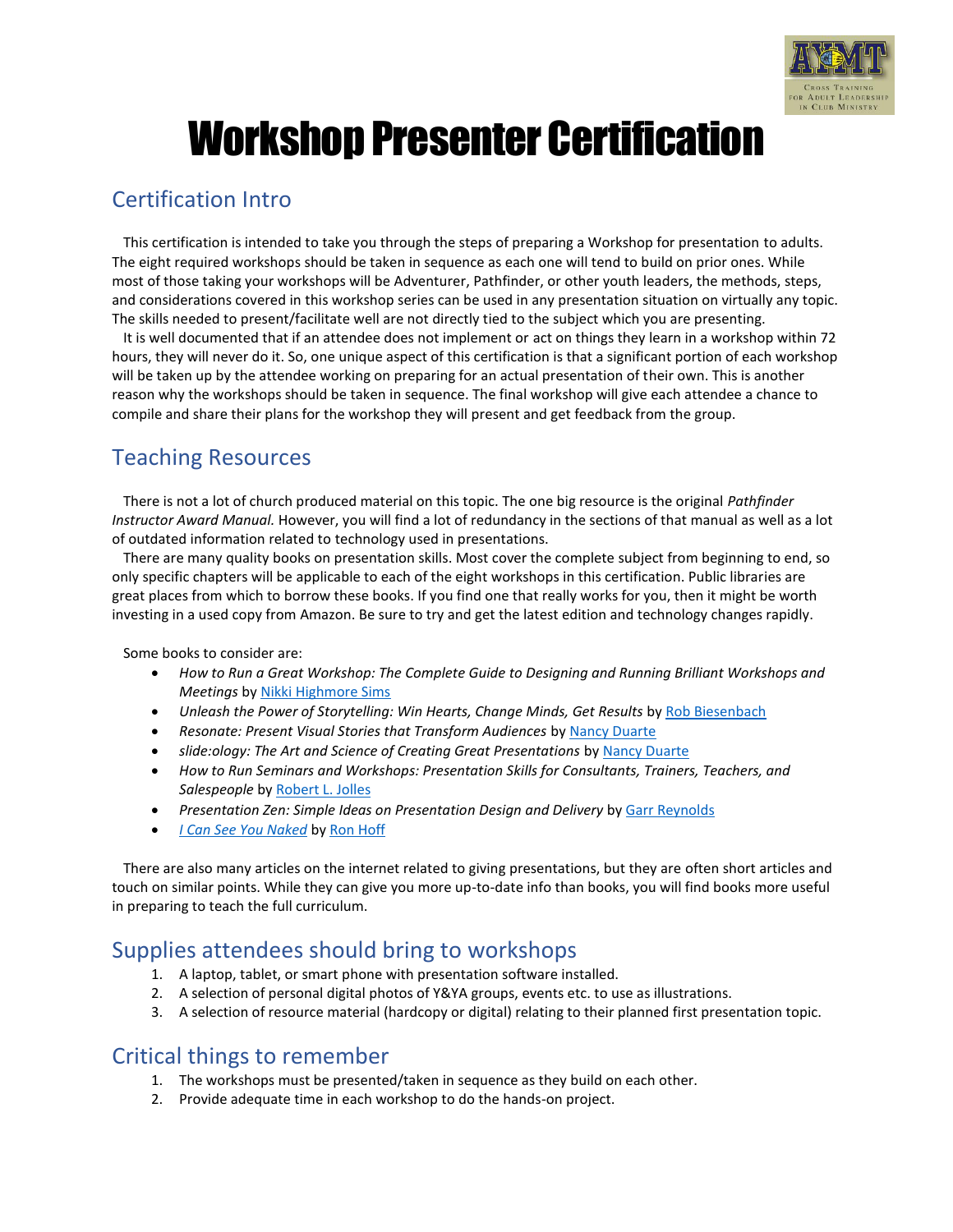# Workshop Presenter Certification

## Certification Intro

This certification is intended to take you through the steps of preparing a Workshop for presentation to adults. The eight required workshops should be taken in sequence as each one will tend to build on prior ones. While most of those taking your workshops will be Adventurer, Pathfinder, or other youth leaders, the methods, steps, and considerations covered in this workshop series can be used in any presentation situation on virtually any topic. The skills needed to present/facilitate well are not directly tied to the subject which you are presenting.

It is well documented that if an attendee does not implement or act on things they learn in a workshop within 72 hours, they will never do it. So, one unique aspect of this certification is that a significant portion of each workshop will be taken up by the attendee working on preparing for an actual presentation of their own. This is another reason why the workshops should be taken in sequence. The final workshop will give each attendee a chance to compile and share their plans for the workshop they will present and get feedback from the group.

## Teaching Resources

There is not a lot of church produced material on this topic. The one big resource is the original *Pathfinder Instructor Award Manual.* However, you will find a lot of redundancy in the sections of that manual as well as a lot of outdated information related to technology used in presentations.

There are many quality books on presentation skills. Most cover the complete subject from beginning to end, so only specific chapters will be applicable to each of the eight workshops in this certification. Public libraries are great places from which to borrow these books. If you find one that really works for you, then it might be worth investing in a used copy from Amazon. Be sure to try and get the latest edition and technology changes rapidly.

Some books to consider are:

- *How to Run a Great Workshop: The Complete Guide to Designing and Running Brilliant Workshops and Meetings* by Nikki Highmore Sims
- *Unleash the Power of Storytelling: Win Hearts, Change Minds, Get Results* by Rob Biesenbach
- *Resonate: Present Visual Stories that Transform Audiences* by Nancy Duarte
- *slide:ology: The Art and Science of Creating Great Presentations* by Nancy Duarte
- *How to Run Seminars and Workshops: Presentation Skills for Consultants, Trainers, Teachers, and Salespeople* by Robert L. Jolles
- *Presentation Zen: Simple Ideas on Presentation Design and Delivery* by Garr Reynolds
- *I Can See You Naked* by Ron Hoff

There are also many articles on the internet related to giving presentations, but they are often short articles and touch on similar points. While they can give you more up-to-date info than books, you will find books more useful in preparing to teach the full curriculum.

## Supplies attendees should bring to workshops

1. A laptop, tablet, or smart phone with presentation software installed.
2. A selection of personal digital photos of Y&YA groups, events etc. to use as illustrations.
3. A selection of resource material (hardcopy or digital) relating to their planned first presentation topic.

## Critical things to remember

1. The workshops must be presented/taken in sequence as they build on each other.
2. Provide adequate time in each workshop to do the hands-on project.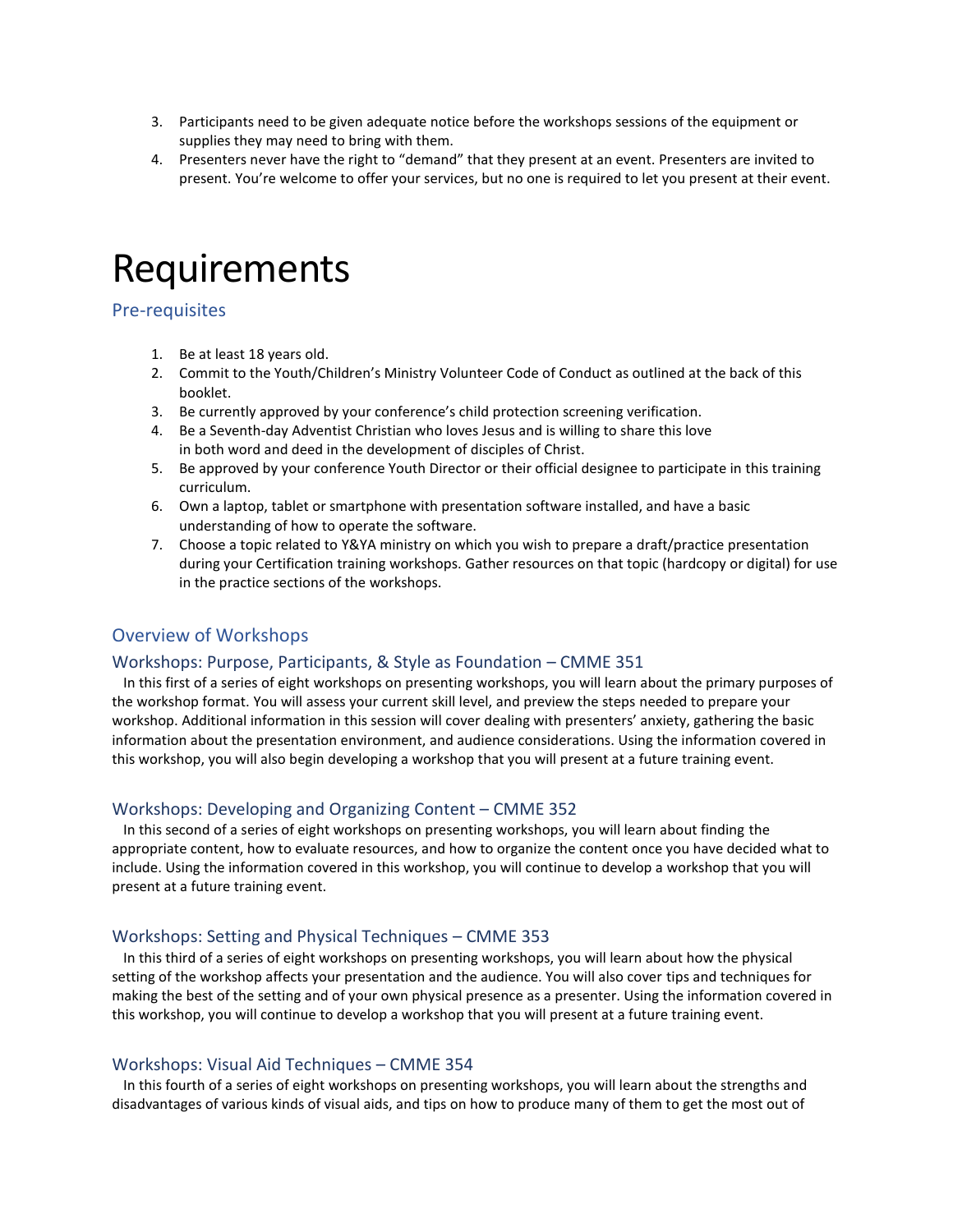3. Participants need to be given adequate notice before the workshops sessions of the equipment or supplies they may need to bring with them.
4. Presenters never have the right to "demand" that they present at an event. Presenters are invited to present. You're welcome to offer your services, but no one is required to let you present at their event.

# Requirements

## Pre-requisites

1. Be at least 18 years old.
2. Commit to the Youth/Children's Ministry Volunteer Code of Conduct as outlined at the back of this booklet.
3. Be currently approved by your conference's child protection screening verification.
4. Be a Seventh-day Adventist Christian who loves Jesus and is willing to share this love in both word and deed in the development of disciples of Christ.
5. Be approved by your conference Youth Director or their official designee to participate in this training curriculum.
6. Own a laptop, tablet or smartphone with presentation software installed, and have a basic understanding of how to operate the software.
7. Choose a topic related to Y&YA ministry on which you wish to prepare a draft/practice presentation during your Certification training workshops. Gather resources on that topic (hardcopy or digital) for use in the practice sections of the workshops.

## Overview of Workshops

### Workshops: Purpose, Participants, & Style as Foundation – CMME 351

In this first of a series of eight workshops on presenting workshops, you will learn about the primary purposes of the workshop format. You will assess your current skill level, and preview the steps needed to prepare your workshop. Additional information in this session will cover dealing with presenters' anxiety, gathering the basic information about the presentation environment, and audience considerations. Using the information covered in this workshop, you will also begin developing a workshop that you will present at a future training event.

### Workshops: Developing and Organizing Content – CMME 352

In this second of a series of eight workshops on presenting workshops, you will learn about finding the appropriate content, how to evaluate resources, and how to organize the content once you have decided what to include. Using the information covered in this workshop, you will continue to develop a workshop that you will present at a future training event.

### Workshops: Setting and Physical Techniques – CMME 353

In this third of a series of eight workshops on presenting workshops, you will learn about how the physical setting of the workshop affects your presentation and the audience. You will also cover tips and techniques for making the best of the setting and of your own physical presence as a presenter. Using the information covered in this workshop, you will continue to develop a workshop that you will present at a future training event.

### Workshops: Visual Aid Techniques – CMME 354

In this fourth of a series of eight workshops on presenting workshops, you will learn about the strengths and disadvantages of various kinds of visual aids, and tips on how to produce many of them to get the most out of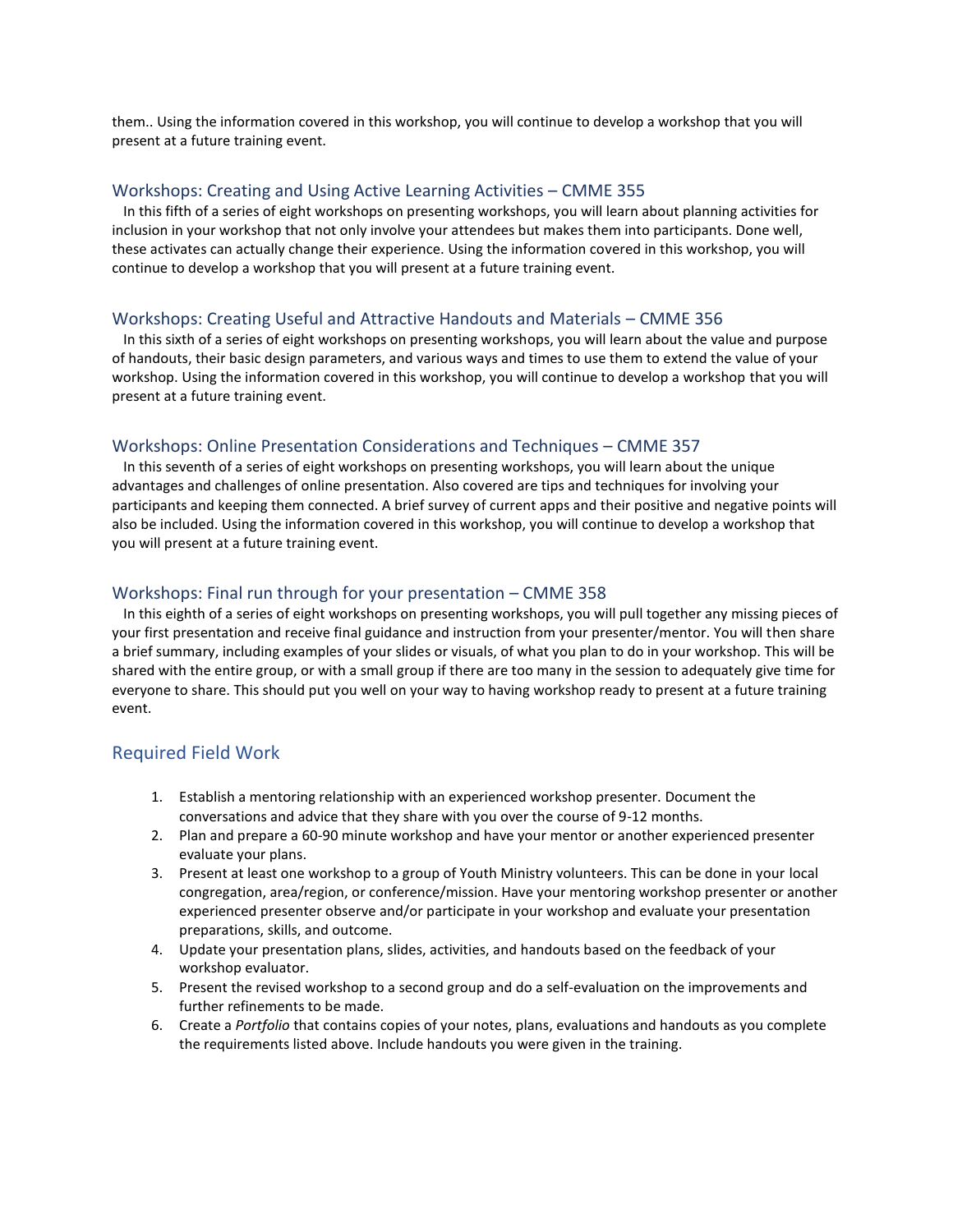them.. Using the information covered in this workshop, you will continue to develop a workshop that you will present at a future training event.

### Workshops: Creating and Using Active Learning Activities – CMME 355

In this fifth of a series of eight workshops on presenting workshops, you will learn about planning activities for inclusion in your workshop that not only involve your attendees but makes them into participants. Done well, these activates can actually change their experience. Using the information covered in this workshop, you will continue to develop a workshop that you will present at a future training event.

### Workshops: Creating Useful and Attractive Handouts and Materials – CMME 356

In this sixth of a series of eight workshops on presenting workshops, you will learn about the value and purpose of handouts, their basic design parameters, and various ways and times to use them to extend the value of your workshop. Using the information covered in this workshop, you will continue to develop a workshop that you will present at a future training event.

### Workshops: Online Presentation Considerations and Techniques – CMME 357

In this seventh of a series of eight workshops on presenting workshops, you will learn about the unique advantages and challenges of online presentation. Also covered are tips and techniques for involving your participants and keeping them connected. A brief survey of current apps and their positive and negative points will also be included. Using the information covered in this workshop, you will continue to develop a workshop that you will present at a future training event.

### Workshops: Final run through for your presentation – CMME 358

In this eighth of a series of eight workshops on presenting workshops, you will pull together any missing pieces of your first presentation and receive final guidance and instruction from your presenter/mentor. You will then share a brief summary, including examples of your slides or visuals, of what you plan to do in your workshop. This will be shared with the entire group, or with a small group if there are too many in the session to adequately give time for everyone to share. This should put you well on your way to having workshop ready to present at a future training event.

## Required Field Work

1. Establish a mentoring relationship with an experienced workshop presenter. Document the conversations and advice that they share with you over the course of 9-12 months.
2. Plan and prepare a 60-90 minute workshop and have your mentor or another experienced presenter evaluate your plans.
3. Present at least one workshop to a group of Youth Ministry volunteers. This can be done in your local congregation, area/region, or conference/mission. Have your mentoring workshop presenter or another experienced presenter observe and/or participate in your workshop and evaluate your presentation preparations, skills, and outcome.
4. Update your presentation plans, slides, activities, and handouts based on the feedback of your workshop evaluator.
5. Present the revised workshop to a second group and do a self-evaluation on the improvements and further refinements to be made.
6. Create a *Portfolio* that contains copies of your notes, plans, evaluations and handouts as you complete the requirements listed above. Include handouts you were given in the training.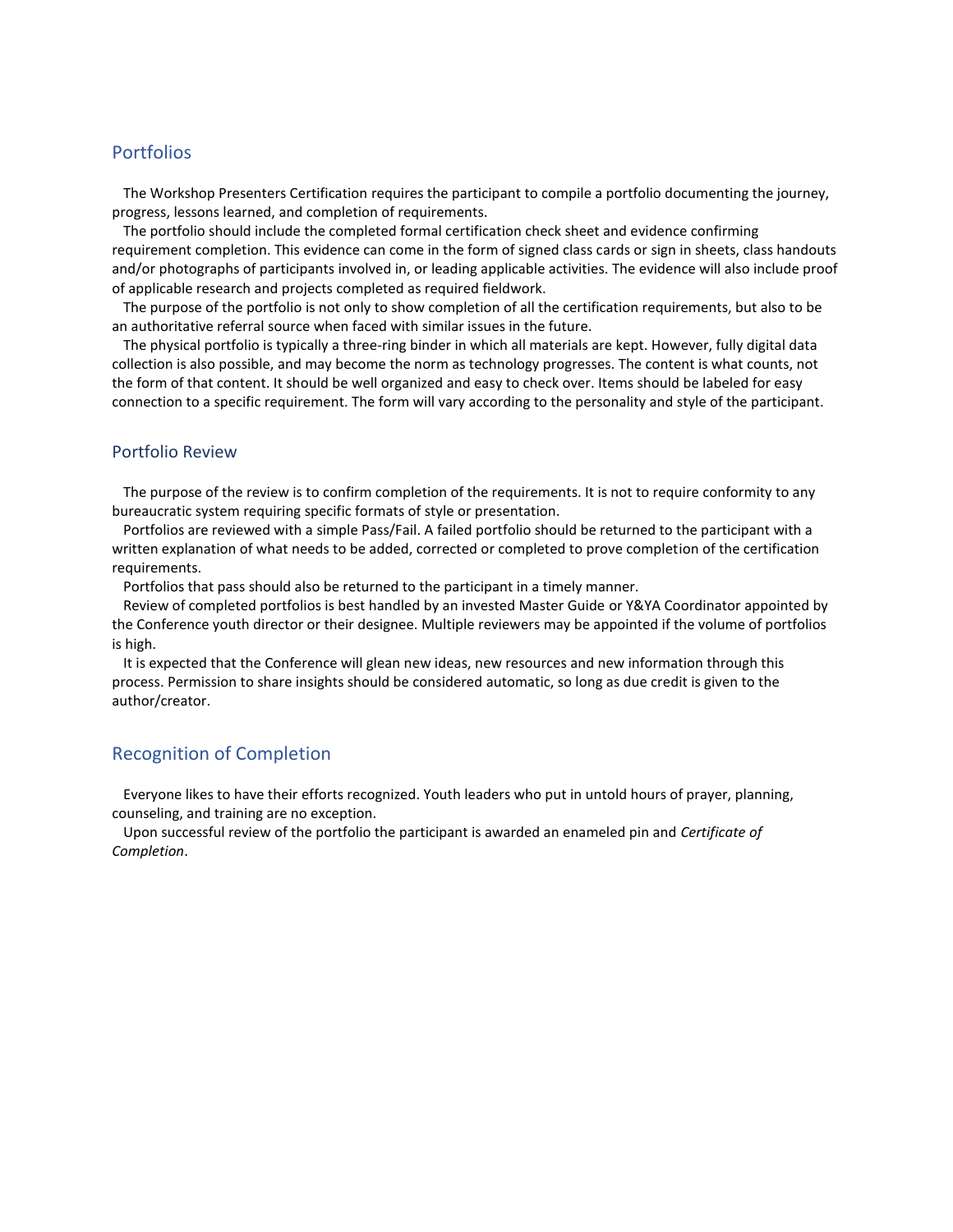## Portfolios

The Workshop Presenters Certification requires the participant to compile a portfolio documenting the journey, progress, lessons learned, and completion of requirements.

The portfolio should include the completed formal certification check sheet and evidence confirming requirement completion. This evidence can come in the form of signed class cards or sign in sheets, class handouts and/or photographs of participants involved in, or leading applicable activities. The evidence will also include proof of applicable research and projects completed as required fieldwork.

The purpose of the portfolio is not only to show completion of all the certification requirements, but also to be an authoritative referral source when faced with similar issues in the future.

The physical portfolio is typically a three-ring binder in which all materials are kept. However, fully digital data collection is also possible, and may become the norm as technology progresses. The content is what counts, not the form of that content. It should be well organized and easy to check over. Items should be labeled for easy connection to a specific requirement. The form will vary according to the personality and style of the participant.

## Portfolio Review

The purpose of the review is to confirm completion of the requirements. It is not to require conformity to any bureaucratic system requiring specific formats of style or presentation.

Portfolios are reviewed with a simple Pass/Fail. A failed portfolio should be returned to the participant with a written explanation of what needs to be added, corrected or completed to prove completion of the certification requirements.

Portfolios that pass should also be returned to the participant in a timely manner.

Review of completed portfolios is best handled by an invested Master Guide or Y&YA Coordinator appointed by the Conference youth director or their designee. Multiple reviewers may be appointed if the volume of portfolios is high.

It is expected that the Conference will glean new ideas, new resources and new information through this process. Permission to share insights should be considered automatic, so long as due credit is given to the author/creator.

## Recognition of Completion

Everyone likes to have their efforts recognized. Youth leaders who put in untold hours of prayer, planning, counseling, and training are no exception.

Upon successful review of the portfolio the participant is awarded an enameled pin and *Certificate of Completion*.